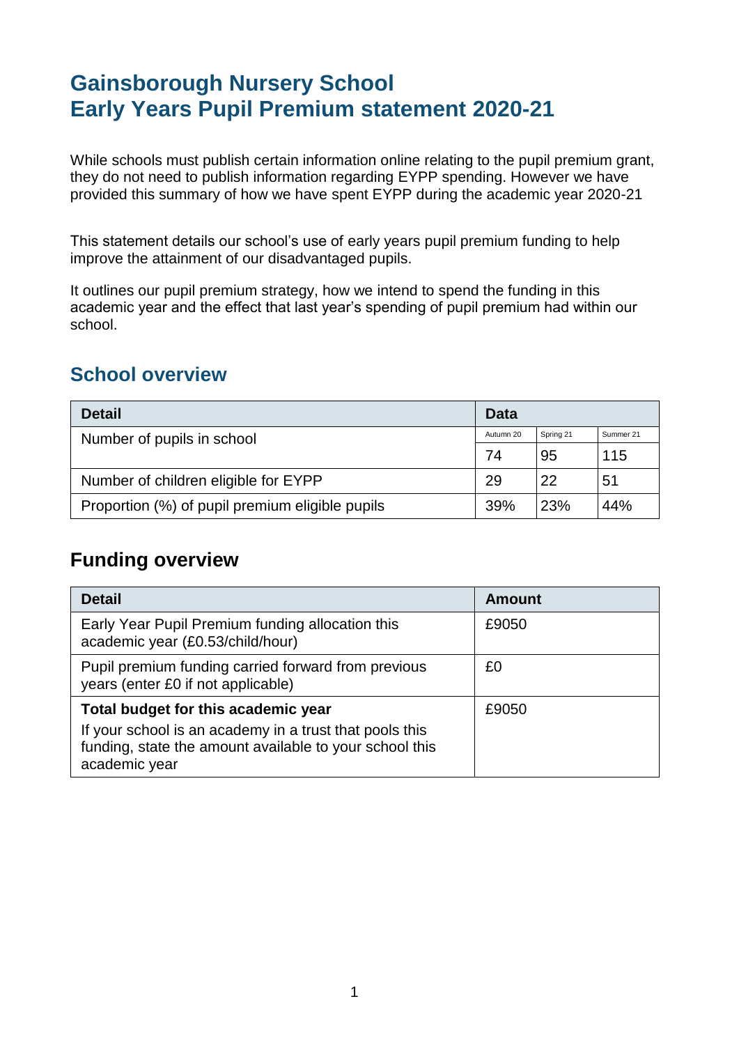# Gainsborough Nursery School
# Early Years Pupil Premium statement 2020-21

While schools must publish certain information online relating to the pupil premium grant, they do not need to publish information regarding EYPP spending. However we have provided this summary of how we have spent EYPP during the academic year 2020-21

This statement details our school's use of early years pupil premium funding to help improve the attainment of our disadvantaged pupils.

It outlines our pupil premium strategy, how we intend to spend the funding in this academic year and the effect that last year's spending of pupil premium had within our school.

## School overview

| Detail | Data | | |
|---|---|---|---|
| | Autumn 20 | Spring 21 | Summer 21 |
| Number of pupils in school | 74 | 95 | 115 |
| Number of children eligible for EYPP | 29 | 22 | 51 |
| Proportion (%) of pupil premium eligible pupils | 39% | 23% | 44% |

## Funding overview

| Detail | Amount |
|---|---|
| Early Year Pupil Premium funding allocation this academic year (£0.53/child/hour) | £9050 |
| Pupil premium funding carried forward from previous years (enter £0 if not applicable) | £0 |
| **Total budget for this academic year**<br>If your school is an academy in a trust that pools this funding, state the amount available to your school this academic year | £9050 |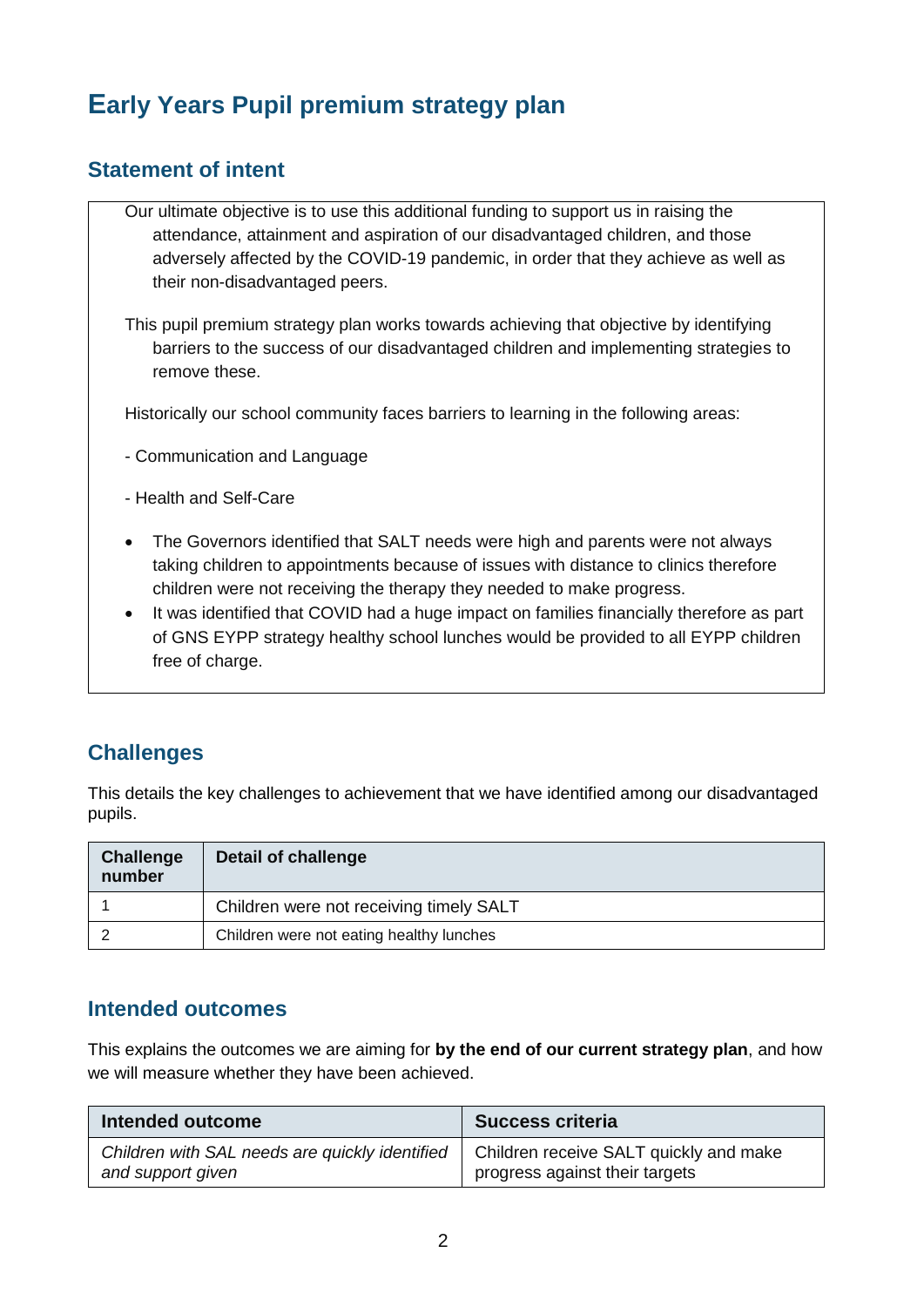# Early Years Pupil premium strategy plan

## Statement of intent

Our ultimate objective is to use this additional funding to support us in raising the attendance, attainment and aspiration of our disadvantaged children, and those adversely affected by the COVID-19 pandemic, in order that they achieve as well as their non-disadvantaged peers.

This pupil premium strategy plan works towards achieving that objective by identifying barriers to the success of our disadvantaged children and implementing strategies to remove these.

Historically our school community faces barriers to learning in the following areas:

- Communication and Language

- Health and Self-Care

- The Governors identified that SALT needs were high and parents were not always taking children to appointments because of issues with distance to clinics therefore children were not receiving the therapy they needed to make progress.
- It was identified that COVID had a huge impact on families financially therefore as part of GNS EYPP strategy healthy school lunches would be provided to all EYPP children free of charge.

## Challenges

This details the key challenges to achievement that we have identified among our disadvantaged pupils.

| Challenge number | Detail of challenge |
|---|---|
| 1 | Children were not receiving timely SALT |
| 2 | Children were not eating healthy lunches |

## Intended outcomes

This explains the outcomes we are aiming for **by the end of our current strategy plan**, and how we will measure whether they have been achieved.

| Intended outcome | Success criteria |
|---|---|
| *Children with SAL needs are quickly identified and support given* | Children receive SALT quickly and make progress against their targets |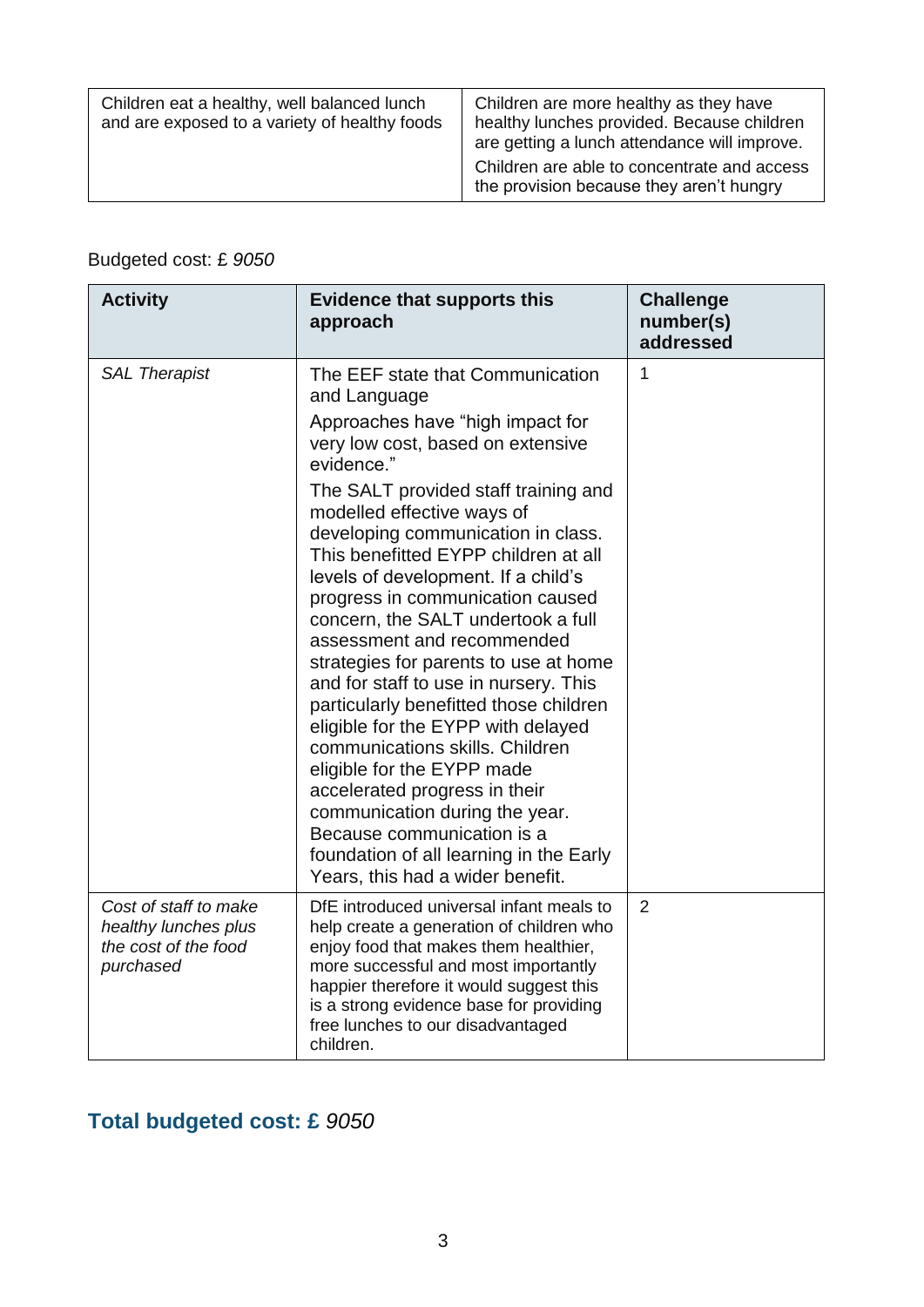| | |
|---|---|
| Children eat a healthy, well balanced lunch and are exposed to a variety of healthy foods | Children are more healthy as they have healthy lunches provided. Because children are getting a lunch attendance will improve.<br>Children are able to concentrate and access the provision because they aren't hungry |

Budgeted cost: £ *9050*

| Activity | Evidence that supports this approach | Challenge number(s) addressed |
|---|---|---|
| *SAL Therapist* | The EEF state that Communication and Language<br>Approaches have "high impact for very low cost, based on extensive evidence."<br>The SALT provided staff training and modelled effective ways of developing communication in class. This benefitted EYPP children at all levels of development. If a child's progress in communication caused concern, the SALT undertook a full assessment and recommended strategies for parents to use at home and for staff to use in nursery. This particularly benefitted those children eligible for the EYPP with delayed communications skills. Children eligible for the EYPP made accelerated progress in their communication during the year. Because communication is a foundation of all learning in the Early Years, this had a wider benefit. | 1 |
| *Cost of staff to make healthy lunches plus the cost of the food purchased* | DfE introduced universal infant meals to help create a generation of children who enjoy food that makes them healthier, more successful and most importantly happier therefore it would suggest this is a strong evidence base for providing free lunches to our disadvantaged children. | 2 |

## Total budgeted cost: £ *9050*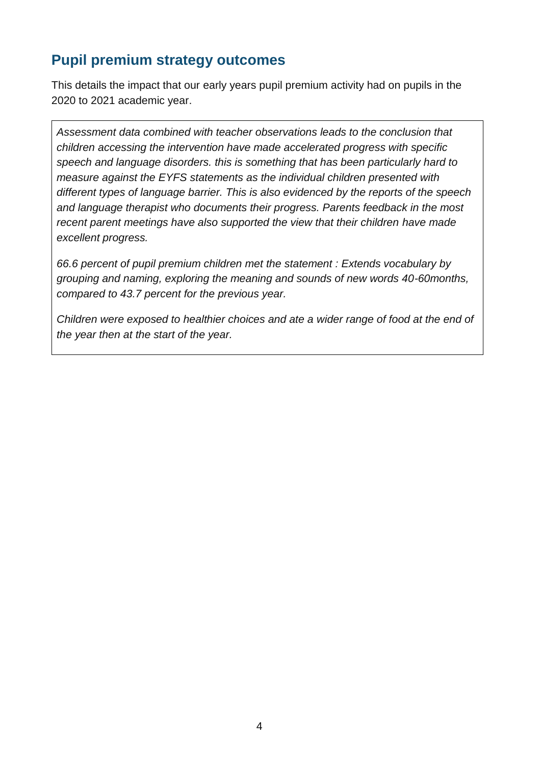## Pupil premium strategy outcomes

This details the impact that our early years pupil premium activity had on pupils in the 2020 to 2021 academic year.

*Assessment data combined with teacher observations leads to the conclusion that children accessing the intervention have made accelerated progress with specific speech and language disorders. this is something that has been particularly hard to measure against the EYFS statements as the individual children presented with different types of language barrier. This is also evidenced by the reports of the speech and language therapist who documents their progress. Parents feedback in the most recent parent meetings have also supported the view that their children have made excellent progress.*

*66.6 percent of pupil premium children met the statement : Extends vocabulary by grouping and naming, exploring the meaning and sounds of new words 40-60months, compared to 43.7 percent for the previous year.*

*Children were exposed to healthier choices and ate a wider range of food at the end of the year then at the start of the year.*